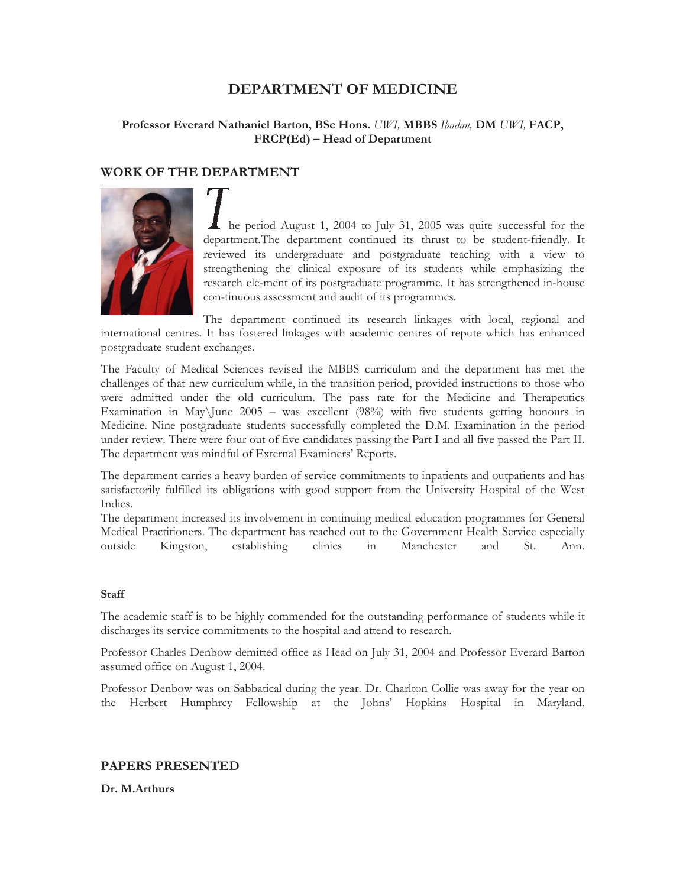# DEPARTMENT OF MEDICINE

**Professor Everard Nathaniel Barton, BSc Hons.** *UWI,* **MBBS** *Ibadan,* **DM** *UWI,* **FACP, FRCP(Ed) – Head of Department**

## WORK OF THE DEPARTMENT

The period August 1, 2004 to July 31, 2005 was quite successful for the department.The department continued its thrust to be student-friendly. It reviewed its undergraduate and postgraduate teaching with a view to strengthening the clinical exposure of its students while emphasizing the research ele-ment of its postgraduate programme. It has strengthened in-house con-tinuous assessment and audit of its programmes.

The department continued its research linkages with local, regional and international centres. It has fostered linkages with academic centres of repute which has enhanced postgraduate student exchanges.

The Faculty of Medical Sciences revised the MBBS curriculum and the department has met the challenges of that new curriculum while, in the transition period, provided instructions to those who were admitted under the old curriculum. The pass rate for the Medicine and Therapeutics Examination in May\June 2005 – was excellent (98%) with five students getting honours in Medicine. Nine postgraduate students successfully completed the D.M. Examination in the period under review. There were four out of five candidates passing the Part I and all five passed the Part II. The department was mindful of External Examiners' Reports.

The department carries a heavy burden of service commitments to inpatients and outpatients and has satisfactorily fulfilled its obligations with good support from the University Hospital of the West Indies.

The department increased its involvement in continuing medical education programmes for General Medical Practitioners. The department has reached out to the Government Health Service especially outside Kingston, establishing clinics in Manchester and St. Ann.

### Staff

The academic staff is to be highly commended for the outstanding performance of students while it discharges its service commitments to the hospital and attend to research.

Professor Charles Denbow demitted office as Head on July 31, 2004 and Professor Everard Barton assumed office on August 1, 2004.

Professor Denbow was on Sabbatical during the year. Dr. Charlton Collie was away for the year on the Herbert Humphrey Fellowship at the Johns' Hopkins Hospital in Maryland.

## PAPERS PRESENTED

**Dr. M.Arthurs**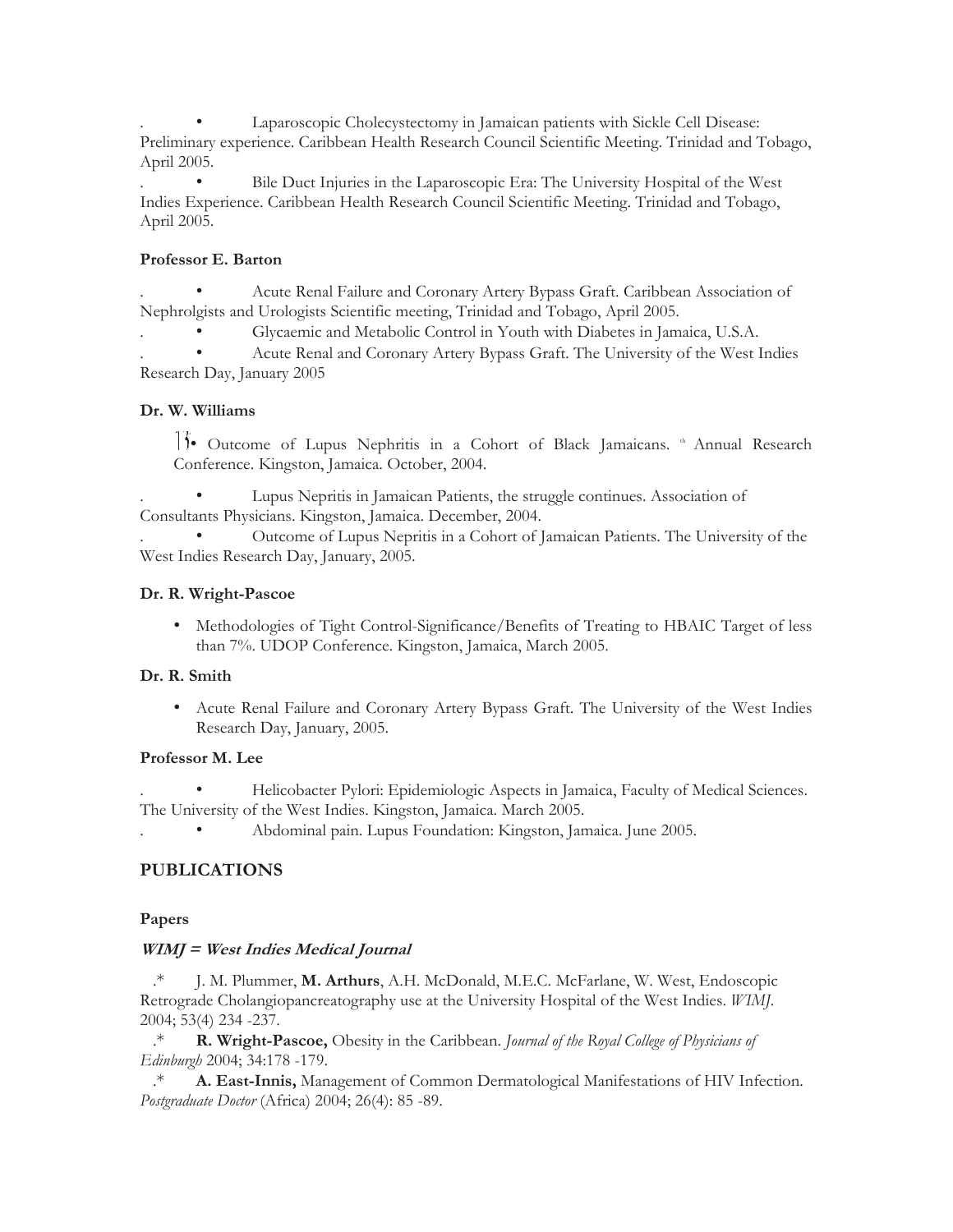- Laparoscopic Cholecystectomy in Jamaican patients with Sickle Cell Disease: Preliminary experience. Caribbean Health Research Council Scientific Meeting. Trinidad and Tobago, April 2005.
- Bile Duct Injuries in the Laparoscopic Era: The University Hospital of the West Indies Experience. Caribbean Health Research Council Scientific Meeting. Trinidad and Tobago, April 2005.

**Professor E. Barton**

- Acute Renal Failure and Coronary Artery Bypass Graft. Caribbean Association of Nephrolgists and Urologists Scientific meeting, Trinidad and Tobago, April 2005.
- Glycaemic and Metabolic Control in Youth with Diabetes in Jamaica, U.S.A.
- Acute Renal and Coronary Artery Bypass Graft. The University of the West Indies Research Day, January 2005

**Dr. W. Williams**

- Outcome of Lupus Nephritis in a Cohort of Black Jamaicans. th Annual Research Conference. Kingston, Jamaica. October, 2004.
- Lupus Nepritis in Jamaican Patients, the struggle continues. Association of Consultants Physicians. Kingston, Jamaica. December, 2004.
- Outcome of Lupus Nepritis in a Cohort of Jamaican Patients. The University of the West Indies Research Day, January, 2005.

**Dr. R. Wright-Pascoe**

- Methodologies of Tight Control-Significance/Benefits of Treating to HBAIC Target of less than 7%. UDOP Conference. Kingston, Jamaica, March 2005.

**Dr. R. Smith**

- Acute Renal Failure and Coronary Artery Bypass Graft. The University of the West Indies Research Day, January, 2005.

**Professor M. Lee**

- Helicobacter Pylori: Epidemiologic Aspects in Jamaica, Faculty of Medical Sciences. The University of the West Indies. Kingston, Jamaica. March 2005.
- Abdominal pain. Lupus Foundation: Kingston, Jamaica. June 2005.

## PUBLICATIONS

### Papers

***WIMJ = West Indies Medical Journal***

.* J. M. Plummer, **M. Arthurs**, A.H. McDonald, M.E.C. McFarlane, W. West, Endoscopic Retrograde Cholangiopancreatography use at the University Hospital of the West Indies. *WIMJ*. 2004; 53(4) 234 -237.

.* **R. Wright-Pascoe,** Obesity in the Caribbean. *Journal of the Royal College of Physicians of Edinburgh* 2004; 34:178 -179.

.* **A. East-Innis,** Management of Common Dermatological Manifestations of HIV Infection. *Postgraduate Doctor* (Africa) 2004; 26(4): 85 -89.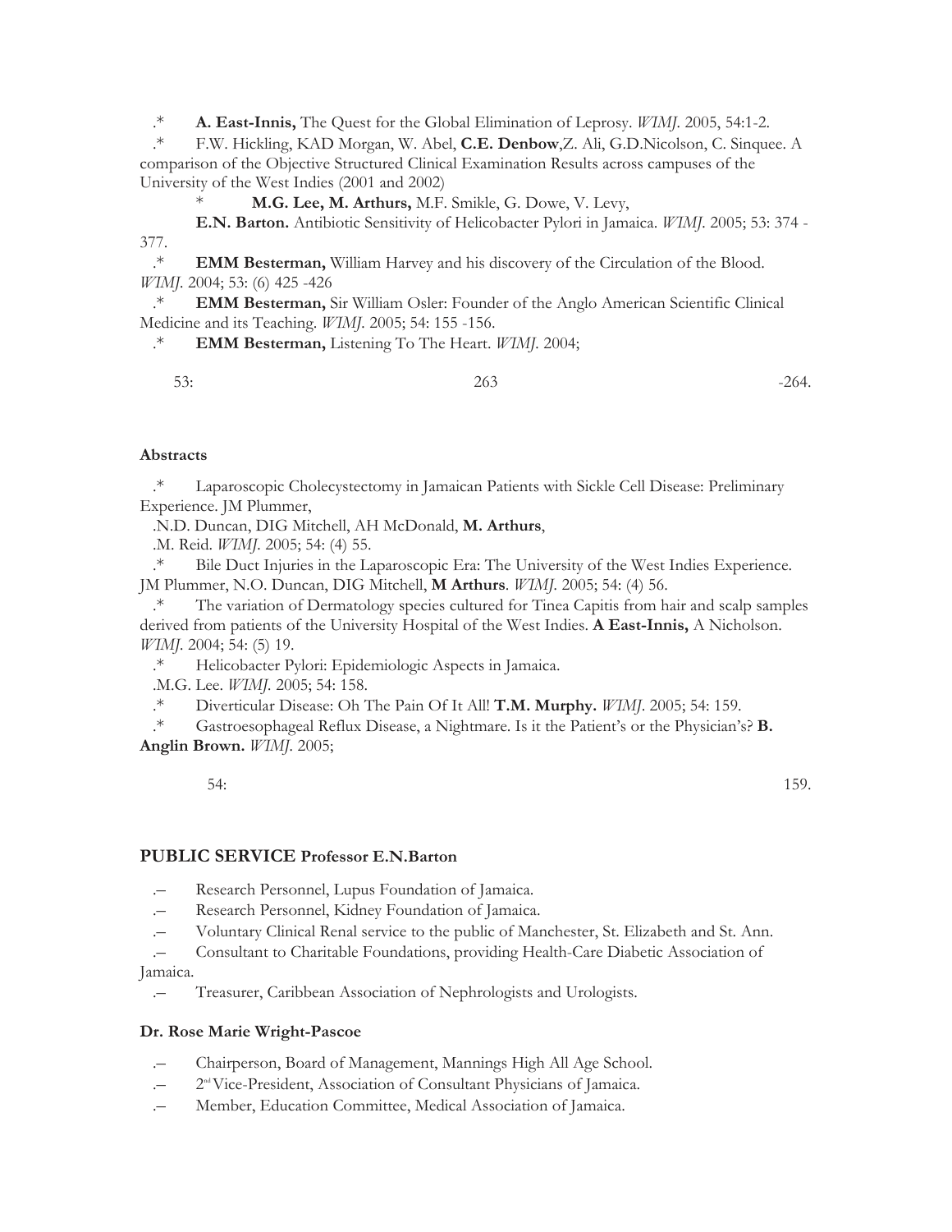.* **A. East-Innis,** The Quest for the Global Elimination of Leprosy. *WIMJ*. 2005, 54:1-2.

.* F.W. Hickling, KAD Morgan, W. Abel, **C.E. Denbow**,Z. Ali, G.D.Nicolson, C. Sinquee. A comparison of the Objective Structured Clinical Examination Results across campuses of the University of the West Indies (2001 and 2002)

\* **M.G. Lee, M. Arthurs,** M.F. Smikle, G. Dowe, V. Levy, **E.N. Barton.** Antibiotic Sensitivity of Helicobacter Pylori in Jamaica. *WIMJ*. 2005; 53: 374 - 377.

.* **EMM Besterman,** William Harvey and his discovery of the Circulation of the Blood. *WIMJ*. 2004; 53: (6) 425 -426

.* **EMM Besterman,** Sir William Osler: Founder of the Anglo American Scientific Clinical Medicine and its Teaching. *WIMJ*. 2005; 54: 155 -156.

.* **EMM Besterman,** Listening To The Heart. *WIMJ*. 2004; 53: 263 -264.

### Abstracts

.* Laparoscopic Cholecystectomy in Jamaican Patients with Sickle Cell Disease: Preliminary Experience. JM Plummer, .N.D. Duncan, DIG Mitchell, AH McDonald, **M. Arthurs**, .M. Reid. *WIMJ*. 2005; 54: (4) 55.

.* Bile Duct Injuries in the Laparoscopic Era: The University of the West Indies Experience. JM Plummer, N.O. Duncan, DIG Mitchell, **M Arthurs**. *WIMJ*. 2005; 54: (4) 56.

.* The variation of Dermatology species cultured for Tinea Capitis from hair and scalp samples derived from patients of the University Hospital of the West Indies. **A East-Innis,** A Nicholson. *WIMJ*. 2004; 54: (5) 19.

.* Helicobacter Pylori: Epidemiologic Aspects in Jamaica. .M.G. Lee. *WIMJ*. 2005; 54: 158.

.* Diverticular Disease: Oh The Pain Of It All! **T.M. Murphy.** *WIMJ*. 2005; 54: 159.

.* Gastroesophageal Reflux Disease, a Nightmare. Is it the Patient's or the Physician's? **B. Anglin Brown.** *WIMJ*. 2005; 54: 159.

## PUBLIC SERVICE Professor E.N.Barton

- Research Personnel, Lupus Foundation of Jamaica.
- Research Personnel, Kidney Foundation of Jamaica.
- Voluntary Clinical Renal service to the public of Manchester, St. Elizabeth and St. Ann.
- Consultant to Charitable Foundations, providing Health-Care Diabetic Association of Jamaica.
- Treasurer, Caribbean Association of Nephrologists and Urologists.

### Dr. Rose Marie Wright-Pascoe

- Chairperson, Board of Management, Mannings High All Age School.
- 2nd Vice-President, Association of Consultant Physicians of Jamaica.
- Member, Education Committee, Medical Association of Jamaica.